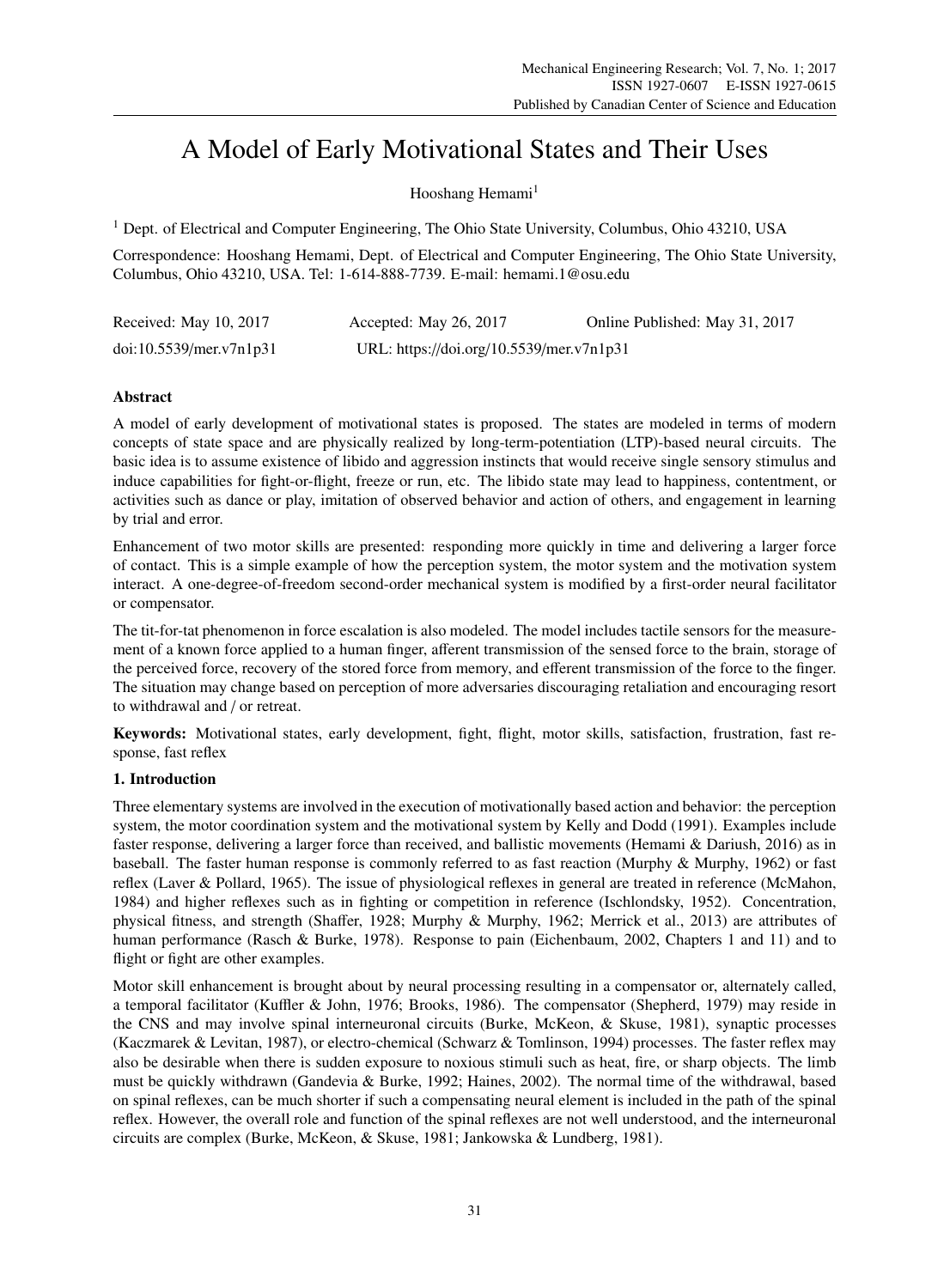# A Model of Early Motivational States and Their Uses

Hooshang Hemami[1]

[1] Dept. of Electrical and Computer Engineering, The Ohio State University, Columbus, Ohio 43210, USA

Correspondence: Hooshang Hemami, Dept. of Electrical and Computer Engineering, The Ohio State University, Columbus, Ohio 43210, USA. Tel: 1-614-888-7739. E-mail: hemami.1@osu.edu

Received: May 10, 2017 Accepted: May 26, 2017 Online Published: May 31, 2017

doi:10.5539/mer.v7n1p31 URL: https://doi.org/10.5539/mer.v7n1p31

## Abstract

A model of early development of motivational states is proposed. The states are modeled in terms of modern concepts of state space and are physically realized by long-term-potentiation (LTP)-based neural circuits. The basic idea is to assume existence of libido and aggression instincts that would receive single sensory stimulus and induce capabilities for fight-or-flight, freeze or run, etc. The libido state may lead to happiness, contentment, or activities such as dance or play, imitation of observed behavior and action of others, and engagement in learning by trial and error.

Enhancement of two motor skills are presented: responding more quickly in time and delivering a larger force of contact. This is a simple example of how the perception system, the motor system and the motivation system interact. A one-degree-of-freedom second-order mechanical system is modified by a first-order neural facilitator or compensator.

The tit-for-tat phenomenon in force escalation is also modeled. The model includes tactile sensors for the measurement of a known force applied to a human finger, afferent transmission of the sensed force to the brain, storage of the perceived force, recovery of the stored force from memory, and efferent transmission of the force to the finger. The situation may change based on perception of more adversaries discouraging retaliation and encouraging resort to withdrawal and / or retreat.

**Keywords:** Motivational states, early development, fight, flight, motor skills, satisfaction, frustration, fast response, fast reflex

## 1. Introduction

Three elementary systems are involved in the execution of motivationally based action and behavior: the perception system, the motor coordination system and the motivational system by Kelly and Dodd (1991). Examples include faster response, delivering a larger force than received, and ballistic movements (Hemami & Dariush, 2016) as in baseball. The faster human response is commonly referred to as fast reaction (Murphy & Murphy, 1962) or fast reflex (Laver & Pollard, 1965). The issue of physiological reflexes in general are treated in reference (McMahon, 1984) and higher reflexes such as in fighting or competition in reference (Ischlondsky, 1952). Concentration, physical fitness, and strength (Shaffer, 1928; Murphy & Murphy, 1962; Merrick et al., 2013) are attributes of human performance (Rasch & Burke, 1978). Response to pain (Eichenbaum, 2002, Chapters 1 and 11) and to flight or fight are other examples.

Motor skill enhancement is brought about by neural processing resulting in a compensator or, alternately called, a temporal facilitator (Kuffler & John, 1976; Brooks, 1986). The compensator (Shepherd, 1979) may reside in the CNS and may involve spinal interneuronal circuits (Burke, McKeon, & Skuse, 1981), synaptic processes (Kaczmarek & Levitan, 1987), or electro-chemical (Schwarz & Tomlinson, 1994) processes. The faster reflex may also be desirable when there is sudden exposure to noxious stimuli such as heat, fire, or sharp objects. The limb must be quickly withdrawn (Gandevia & Burke, 1992; Haines, 2002). The normal time of the withdrawal, based on spinal reflexes, can be much shorter if such a compensating neural element is included in the path of the spinal reflex. However, the overall role and function of the spinal reflexes are not well understood, and the interneuronal circuits are complex (Burke, McKeon, & Skuse, 1981; Jankowska & Lundberg, 1981).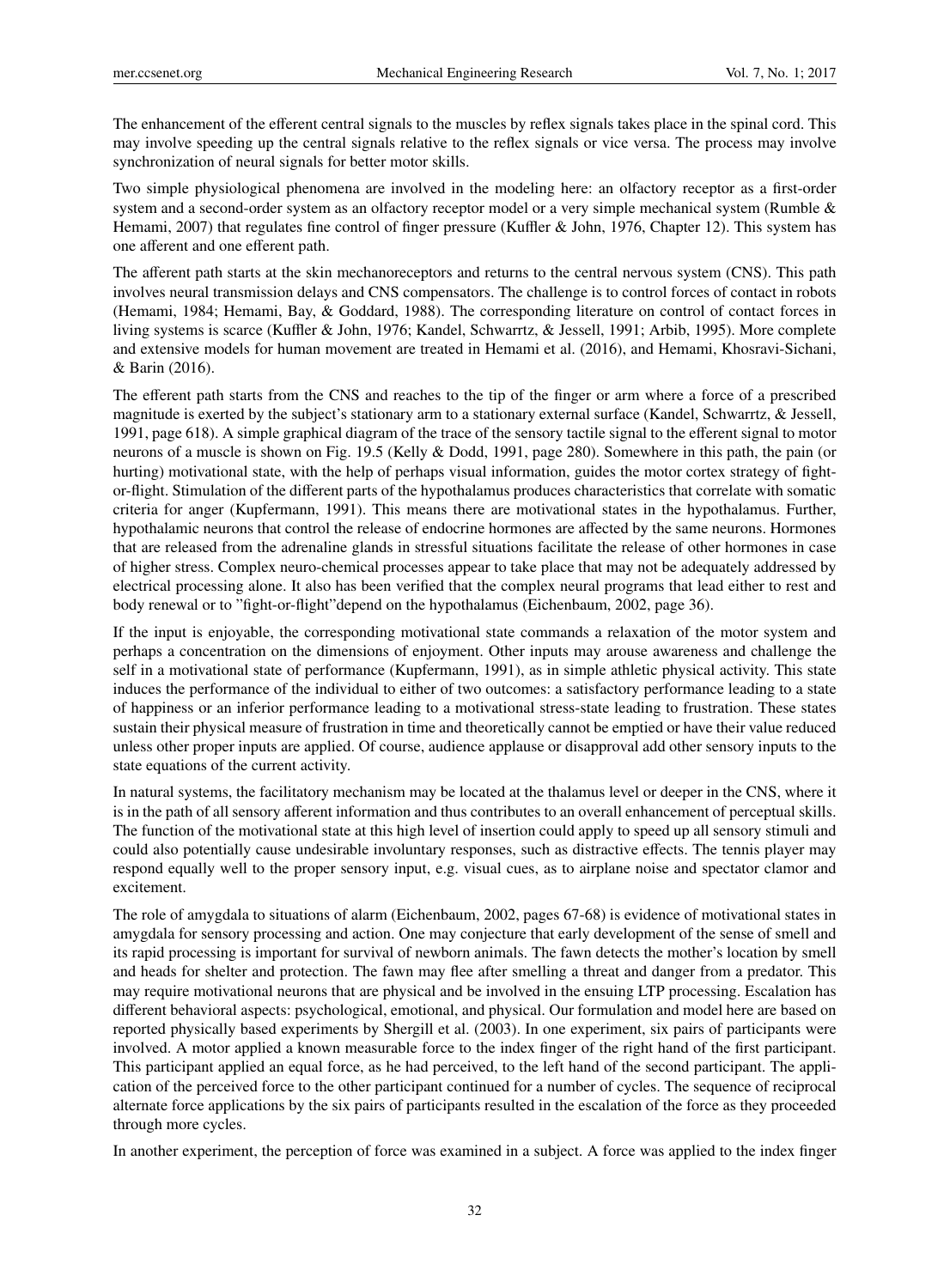The enhancement of the efferent central signals to the muscles by reflex signals takes place in the spinal cord. This may involve speeding up the central signals relative to the reflex signals or vice versa. The process may involve synchronization of neural signals for better motor skills.

Two simple physiological phenomena are involved in the modeling here: an olfactory receptor as a first-order system and a second-order system as an olfactory receptor model or a very simple mechanical system (Rumble & Hemami, 2007) that regulates fine control of finger pressure (Kuffler & John, 1976, Chapter 12). This system has one afferent and one efferent path.

The afferent path starts at the skin mechanoreceptors and returns to the central nervous system (CNS). This path involves neural transmission delays and CNS compensators. The challenge is to control forces of contact in robots (Hemami, 1984; Hemami, Bay, & Goddard, 1988). The corresponding literature on control of contact forces in living systems is scarce (Kuffler & John, 1976; Kandel, Schwarrtz, & Jessell, 1991; Arbib, 1995). More complete and extensive models for human movement are treated in Hemami et al. (2016), and Hemami, Khosravi-Sichani, & Barin (2016).

The efferent path starts from the CNS and reaches to the tip of the finger or arm where a force of a prescribed magnitude is exerted by the subject's stationary arm to a stationary external surface (Kandel, Schwarrtz, & Jessell, 1991, page 618). A simple graphical diagram of the trace of the sensory tactile signal to the efferent signal to motor neurons of a muscle is shown on Fig. 19.5 (Kelly & Dodd, 1991, page 280). Somewhere in this path, the pain (or hurting) motivational state, with the help of perhaps visual information, guides the motor cortex strategy of fight-or-flight. Stimulation of the different parts of the hypothalamus produces characteristics that correlate with somatic criteria for anger (Kupfermann, 1991). This means there are motivational states in the hypothalamus. Further, hypothalamic neurons that control the release of endocrine hormones are affected by the same neurons. Hormones that are released from the adrenaline glands in stressful situations facilitate the release of other hormones in case of higher stress. Complex neuro-chemical processes appear to take place that may not be adequately addressed by electrical processing alone. It also has been verified that the complex neural programs that lead either to rest and body renewal or to "fight-or-flight" depend on the hypothalamus (Eichenbaum, 2002, page 36).

If the input is enjoyable, the corresponding motivational state commands a relaxation of the motor system and perhaps a concentration on the dimensions of enjoyment. Other inputs may arouse awareness and challenge the self in a motivational state of performance (Kupfermann, 1991), as in simple athletic physical activity. This state induces the performance of the individual to either of two outcomes: a satisfactory performance leading to a state of happiness or an inferior performance leading to a motivational stress-state leading to frustration. These states sustain their physical measure of frustration in time and theoretically cannot be emptied or have their value reduced unless other proper inputs are applied. Of course, audience applause or disapproval add other sensory inputs to the state equations of the current activity.

In natural systems, the facilitatory mechanism may be located at the thalamus level or deeper in the CNS, where it is in the path of all sensory afferent information and thus contributes to an overall enhancement of perceptual skills. The function of the motivational state at this high level of insertion could apply to speed up all sensory stimuli and could also potentially cause undesirable involuntary responses, such as distractive effects. The tennis player may respond equally well to the proper sensory input, e.g. visual cues, as to airplane noise and spectator clamor and excitement.

The role of amygdala to situations of alarm (Eichenbaum, 2002, pages 67-68) is evidence of motivational states in amygdala for sensory processing and action. One may conjecture that early development of the sense of smell and its rapid processing is important for survival of newborn animals. The fawn detects the mother's location by smell and heads for shelter and protection. The fawn may flee after smelling a threat and danger from a predator. This may require motivational neurons that are physical and be involved in the ensuing LTP processing. Escalation has different behavioral aspects: psychological, emotional, and physical. Our formulation and model here are based on reported physically based experiments by Shergill et al. (2003). In one experiment, six pairs of participants were involved. A motor applied a known measurable force to the index finger of the right hand of the first participant. This participant applied an equal force, as he had perceived, to the left hand of the second participant. The application of the perceived force to the other participant continued for a number of cycles. The sequence of reciprocal alternate force applications by the six pairs of participants resulted in the escalation of the force as they proceeded through more cycles.

In another experiment, the perception of force was examined in a subject. A force was applied to the index finger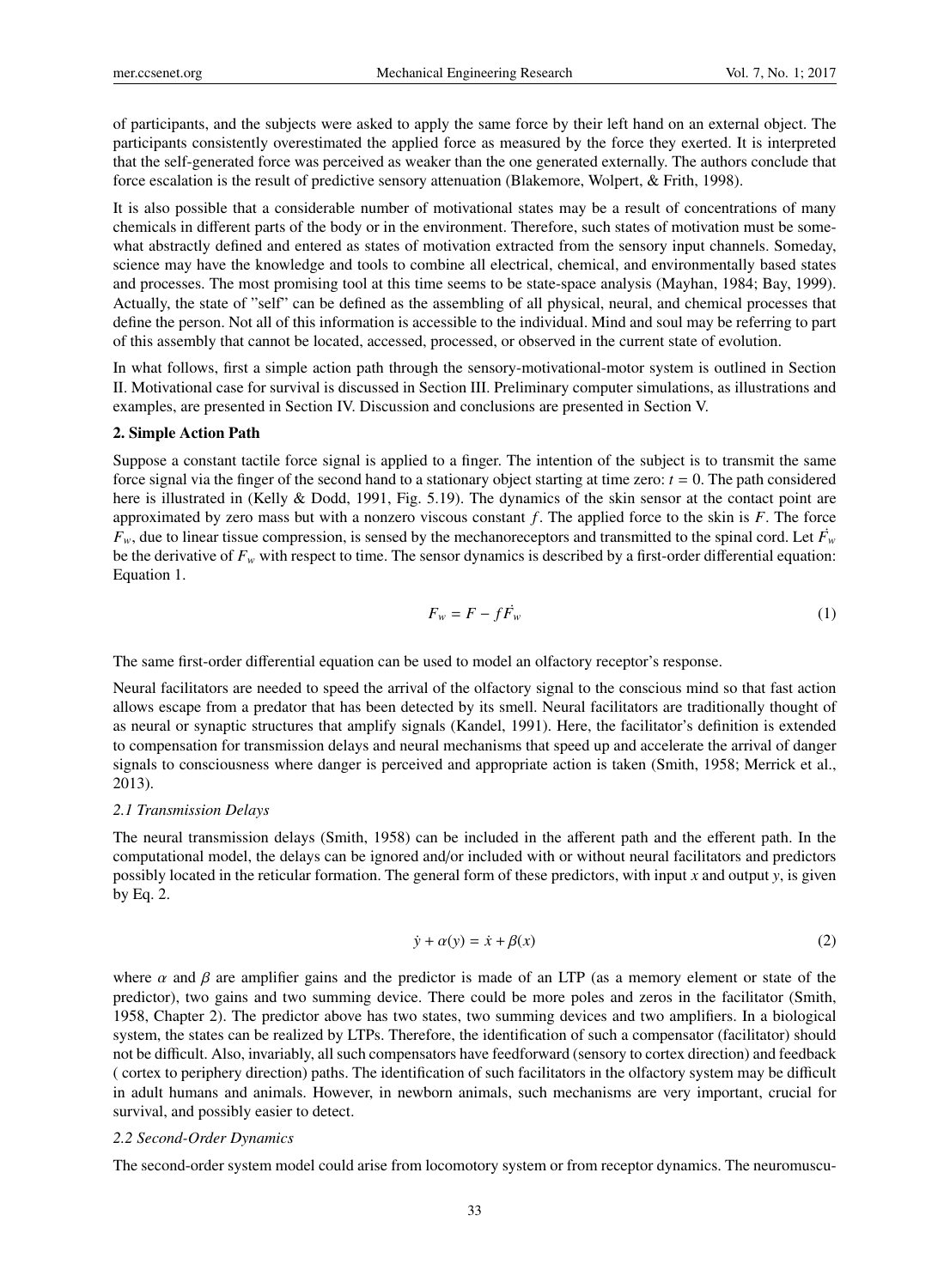of participants, and the subjects were asked to apply the same force by their left hand on an external object. The participants consistently overestimated the applied force as measured by the force they exerted. It is interpreted that the self-generated force was perceived as weaker than the one generated externally. The authors conclude that force escalation is the result of predictive sensory attenuation (Blakemore, Wolpert, & Frith, 1998).

It is also possible that a considerable number of motivational states may be a result of concentrations of many chemicals in different parts of the body or in the environment. Therefore, such states of motivation must be somewhat abstractly defined and entered as states of motivation extracted from the sensory input channels. Someday, science may have the knowledge and tools to combine all electrical, chemical, and environmentally based states and processes. The most promising tool at this time seems to be state-space analysis (Mayhan, 1984; Bay, 1999). Actually, the state of "self" can be defined as the assembling of all physical, neural, and chemical processes that define the person. Not all of this information is accessible to the individual. Mind and soul may be referring to part of this assembly that cannot be located, accessed, processed, or observed in the current state of evolution.

In what follows, first a simple action path through the sensory-motivational-motor system is outlined in Section II. Motivational case for survival is discussed in Section III. Preliminary computer simulations, as illustrations and examples, are presented in Section IV. Discussion and conclusions are presented in Section V.

## 2. Simple Action Path

Suppose a constant tactile force signal is applied to a finger. The intention of the subject is to transmit the same force signal via the finger of the second hand to a stationary object starting at time zero: $t = 0$. The path considered here is illustrated in (Kelly & Dodd, 1991, Fig. 5.19). The dynamics of the skin sensor at the contact point are approximated by zero mass but with a nonzero viscous constant $f$. The applied force to the skin is $F$. The force $F_w$, due to linear tissue compression, is sensed by the mechanoreceptors and transmitted to the spinal cord. Let $\dot{F_w}$ be the derivative of $F_w$ with respect to time. The sensor dynamics is described by a first-order differential equation: Equation 1.

$$F_w = F - f\dot{F_w} \tag{1}$$

The same first-order differential equation can be used to model an olfactory receptor's response.

Neural facilitators are needed to speed the arrival of the olfactory signal to the conscious mind so that fast action allows escape from a predator that has been detected by its smell. Neural facilitators are traditionally thought of as neural or synaptic structures that amplify signals (Kandel, 1991). Here, the facilitator's definition is extended to compensation for transmission delays and neural mechanisms that speed up and accelerate the arrival of danger signals to consciousness where danger is perceived and appropriate action is taken (Smith, 1958; Merrick et al., 2013).

### *2.1 Transmission Delays*

The neural transmission delays (Smith, 1958) can be included in the afferent path and the efferent path. In the computational model, the delays can be ignored and/or included with or without neural facilitators and predictors possibly located in the reticular formation. The general form of these predictors, with input $x$ and output $y$, is given by Eq. 2.

$$\dot{y} + \alpha(y) = \dot{x} + \beta(x) \tag{2}$$

where $\alpha$ and $\beta$ are amplifier gains and the predictor is made of an LTP (as a memory element or state of the predictor), two gains and two summing device. There could be more poles and zeros in the facilitator (Smith, 1958, Chapter 2). The predictor above has two states, two summing devices and two amplifiers. In a biological system, the states can be realized by LTPs. Therefore, the identification of such a compensator (facilitator) should not be difficult. Also, invariably, all such compensators have feedforward (sensory to cortex direction) and feedback ( cortex to periphery direction) paths. The identification of such facilitators in the olfactory system may be difficult in adult humans and animals. However, in newborn animals, such mechanisms are very important, crucial for survival, and possibly easier to detect.

### *2.2 Second-Order Dynamics*

The second-order system model could arise from locomotory system or from receptor dynamics. The neuromuscu-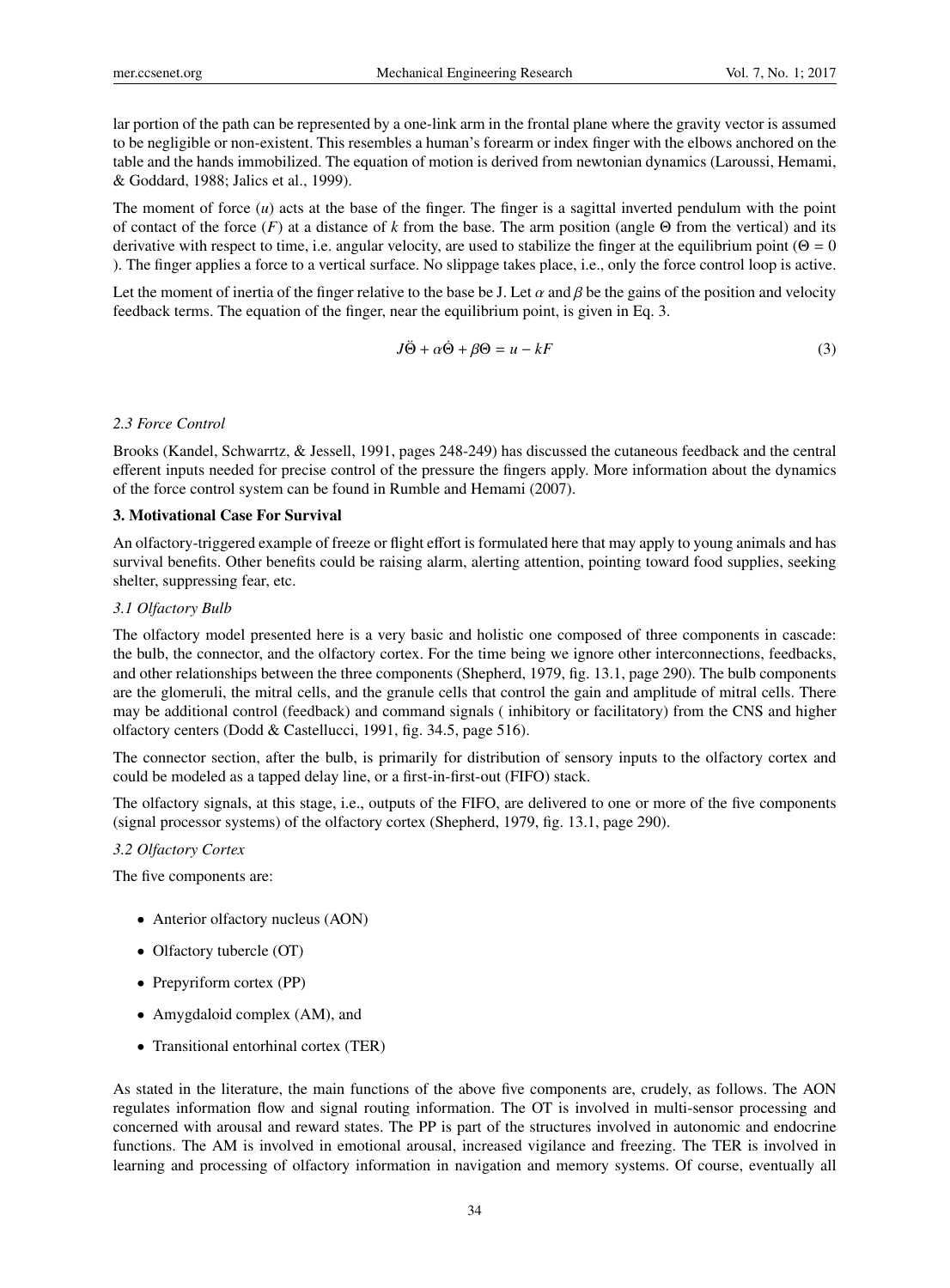lar portion of the path can be represented by a one-link arm in the frontal plane where the gravity vector is assumed to be negligible or non-existent. This resembles a human's forearm or index finger with the elbows anchored on the table and the hands immobilized. The equation of motion is derived from newtonian dynamics (Laroussi, Hemami, & Goddard, 1988; Jalics et al., 1999).

The moment of force ($u$) acts at the base of the finger. The finger is a sagittal inverted pendulum with the point of contact of the force ($F$) at a distance of $k$ from the base. The arm position (angle $\Theta$ from the vertical) and its derivative with respect to time, i.e. angular velocity, are used to stabilize the finger at the equilibrium point ($\Theta = 0$ ). The finger applies a force to a vertical surface. No slippage takes place, i.e., only the force control loop is active.

Let the moment of inertia of the finger relative to the base be J. Let $\alpha$ and $\beta$ be the gains of the position and velocity feedback terms. The equation of the finger, near the equilibrium point, is given in Eq. 3.

$$J\ddot{\Theta} + \alpha\dot{\Theta} + \beta\Theta = u - kF \tag{3}$$

### *2.3 Force Control*

Brooks (Kandel, Schwarrtz, & Jessell, 1991, pages 248-249) has discussed the cutaneous feedback and the central efferent inputs needed for precise control of the pressure the fingers apply. More information about the dynamics of the force control system can be found in Rumble and Hemami (2007).

## 3. Motivational Case For Survival

An olfactory-triggered example of freeze or flight effort is formulated here that may apply to young animals and has survival benefits. Other benefits could be raising alarm, alerting attention, pointing toward food supplies, seeking shelter, suppressing fear, etc.

### *3.1 Olfactory Bulb*

The olfactory model presented here is a very basic and holistic one composed of three components in cascade: the bulb, the connector, and the olfactory cortex. For the time being we ignore other interconnections, feedbacks, and other relationships between the three components (Shepherd, 1979, fig. 13.1, page 290). The bulb components are the glomeruli, the mitral cells, and the granule cells that control the gain and amplitude of mitral cells. There may be additional control (feedback) and command signals ( inhibitory or facilitatory) from the CNS and higher olfactory centers (Dodd & Castellucci, 1991, fig. 34.5, page 516).

The connector section, after the bulb, is primarily for distribution of sensory inputs to the olfactory cortex and could be modeled as a tapped delay line, or a first-in-first-out (FIFO) stack.

The olfactory signals, at this stage, i.e., outputs of the FIFO, are delivered to one or more of the five components (signal processor systems) of the olfactory cortex (Shepherd, 1979, fig. 13.1, page 290).

### *3.2 Olfactory Cortex*

The five components are:

- Anterior olfactory nucleus (AON)
- Olfactory tubercle (OT)
- Prepyriform cortex (PP)
- Amygdaloid complex (AM), and
- Transitional entorhinal cortex (TER)

As stated in the literature, the main functions of the above five components are, crudely, as follows. The AON regulates information flow and signal routing information. The OT is involved in multi-sensor processing and concerned with arousal and reward states. The PP is part of the structures involved in autonomic and endocrine functions. The AM is involved in emotional arousal, increased vigilance and freezing. The TER is involved in learning and processing of olfactory information in navigation and memory systems. Of course, eventually all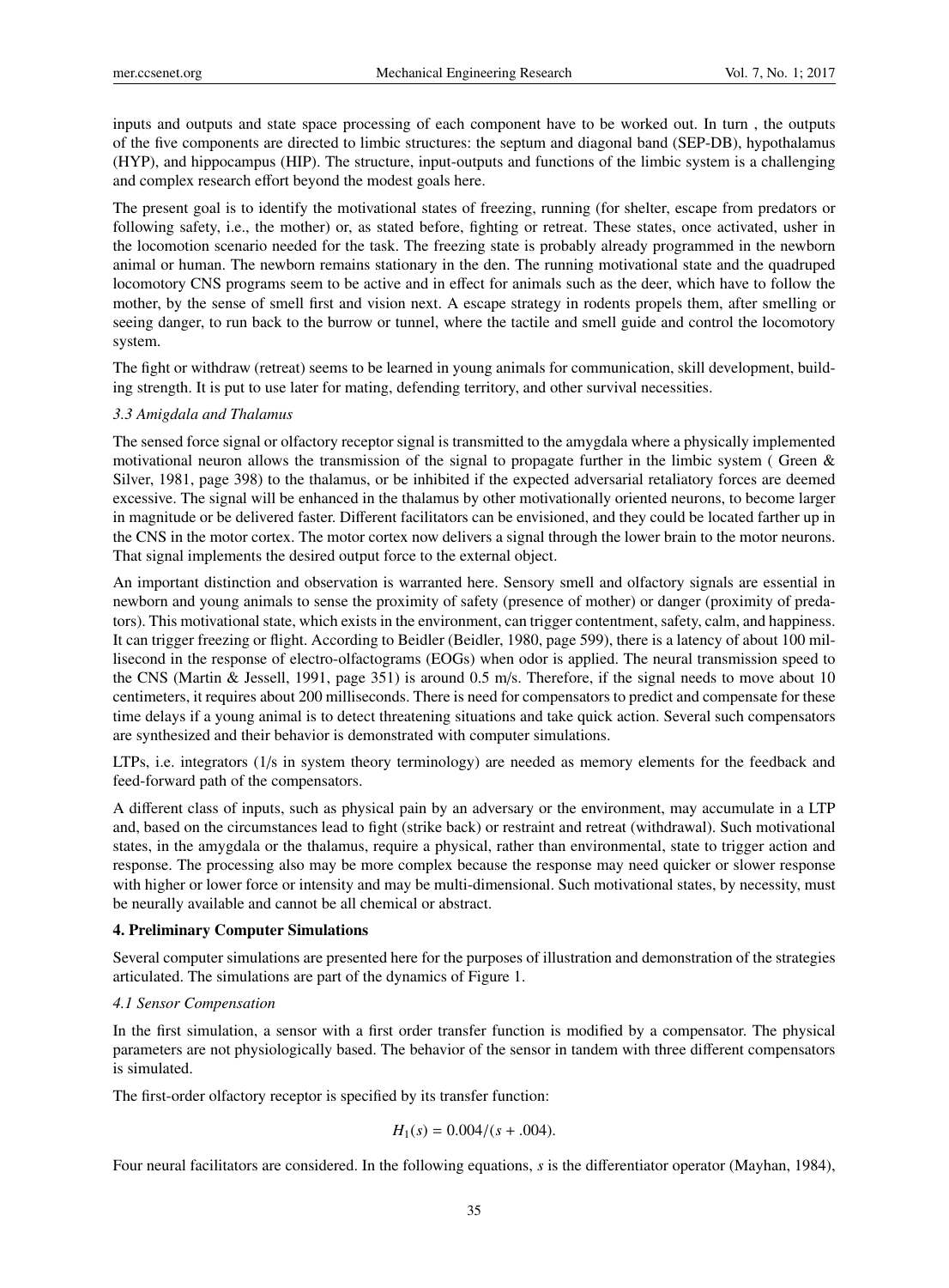inputs and outputs and state space processing of each component have to be worked out. In turn , the outputs of the five components are directed to limbic structures: the septum and diagonal band (SEP-DB), hypothalamus (HYP), and hippocampus (HIP). The structure, input-outputs and functions of the limbic system is a challenging and complex research effort beyond the modest goals here.

The present goal is to identify the motivational states of freezing, running (for shelter, escape from predators or following safety, i.e., the mother) or, as stated before, fighting or retreat. These states, once activated, usher in the locomotion scenario needed for the task. The freezing state is probably already programmed in the newborn animal or human. The newborn remains stationary in the den. The running motivational state and the quadruped locomotory CNS programs seem to be active and in effect for animals such as the deer, which have to follow the mother, by the sense of smell first and vision next. A escape strategy in rodents propels them, after smelling or seeing danger, to run back to the burrow or tunnel, where the tactile and smell guide and control the locomotory system.

The fight or withdraw (retreat) seems to be learned in young animals for communication, skill development, building strength. It is put to use later for mating, defending territory, and other survival necessities.

### *3.3 Amygdala and Thalamus*

The sensed force signal or olfactory receptor signal is transmitted to the amygdala where a physically implemented motivational neuron allows the transmission of the signal to propagate further in the limbic system ( Green & Silver, 1981, page 398) to the thalamus, or be inhibited if the expected adversarial retaliatory forces are deemed excessive. The signal will be enhanced in the thalamus by other motivationally oriented neurons, to become larger in magnitude or be delivered faster. Different facilitators can be envisioned, and they could be located farther up in the CNS in the motor cortex. The motor cortex now delivers a signal through the lower brain to the motor neurons. That signal implements the desired output force to the external object.

An important distinction and observation is warranted here. Sensory smell and olfactory signals are essential in newborn and young animals to sense the proximity of safety (presence of mother) or danger (proximity of predators). This motivational state, which exists in the environment, can trigger contentment, safety, calm, and happiness. It can trigger freezing or flight. According to Beidler (Beidler, 1980, page 599), there is a latency of about 100 millisecond in the response of electro-olfactograms (EOGs) when odor is applied. The neural transmission speed to the CNS (Martin & Jessell, 1991, page 351) is around 0.5 m/s. Therefore, if the signal needs to move about 10 centimeters, it requires about 200 milliseconds. There is need for compensators to predict and compensate for these time delays if a young animal is to detect threatening situations and take quick action. Several such compensators are synthesized and their behavior is demonstrated with computer simulations.

LTPs, i.e. integrators (1/s in system theory terminology) are needed as memory elements for the feedback and feed-forward path of the compensators.

A different class of inputs, such as physical pain by an adversary or the environment, may accumulate in a LTP and, based on the circumstances lead to fight (strike back) or restraint and retreat (withdrawal). Such motivational states, in the amygdala or the thalamus, require a physical, rather than environmental, state to trigger action and response. The processing also may be more complex because the response may need quicker or slower response with higher or lower force or intensity and may be multi-dimensional. Such motivational states, by necessity, must be neurally available and cannot be all chemical or abstract.

## 4. Preliminary Computer Simulations

Several computer simulations are presented here for the purposes of illustration and demonstration of the strategies articulated. The simulations are part of the dynamics of Figure 1.

### *4.1 Sensor Compensation*

In the first simulation, a sensor with a first order transfer function is modified by a compensator. The physical parameters are not physiologically based. The behavior of the sensor in tandem with three different compensators is simulated.

The first-order olfactory receptor is specified by its transfer function:

$$H_1(s) = 0.004/(s + .004).$$

Four neural facilitators are considered. In the following equations, $s$ is the differentiator operator (Mayhan, 1984),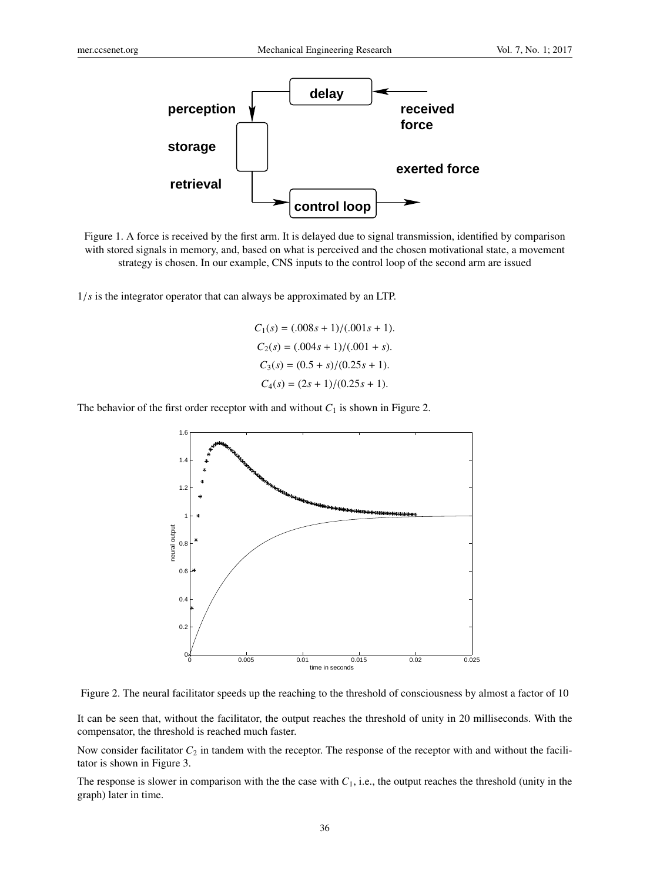Figure 1. A force is received by the first arm. It is delayed due to signal transmission, identified by comparison with stored signals in memory, and, based on what is perceived and the chosen motivational state, a movement strategy is chosen. In our example, CNS inputs to the control loop of the second arm are issued

$1/s$ is the integrator operator that can always be approximated by an LTP.

$$C_1(s) = (.008s + 1)/(.001s + 1).$$

$$C_2(s) = (.004s + 1)/(.001 + s).$$

$$C_3(s) = (0.5 + s)/(0.25s + 1).$$

$$C_4(s) = (2s + 1)/(0.25s + 1).$$

The behavior of the first order receptor with and without $C_1$ is shown in Figure 2.

Figure 2. The neural facilitator speeds up the reaching to the threshold of consciousness by almost a factor of 10

It can be seen that, without the facilitator, the output reaches the threshold of unity in 20 milliseconds. With the compensator, the threshold is reached much faster.

Now consider facilitator $C_2$ in tandem with the receptor. The response of the receptor with and without the facilitator is shown in Figure 3.

The response is slower in comparison with the the case with $C_1$, i.e., the output reaches the threshold (unity in the graph) later in time.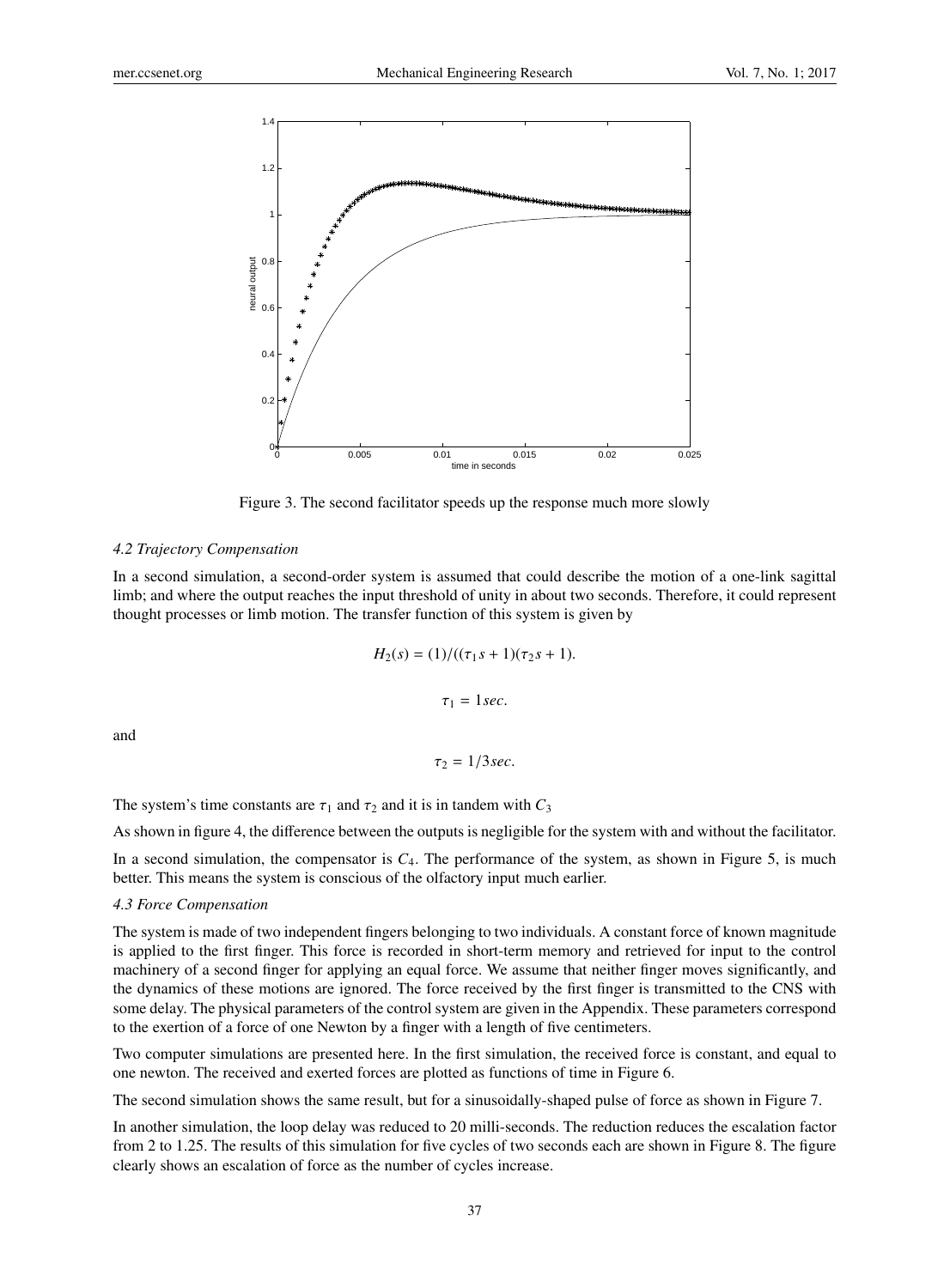Figure 3. The second facilitator speeds up the response much more slowly

### 4.2 Trajectory Compensation

In a second simulation, a second-order system is assumed that could describe the motion of a one-link sagittal limb; and where the output reaches the input threshold of unity in about two seconds. Therefore, it could represent thought processes or limb motion. The transfer function of this system is given by

$$H_2(s) = (1)/((\tau_1 s + 1)(\tau_2 s + 1).$$

$$\tau_1 = 1 sec.$$

and

$$\tau_2 = 1/3 sec.$$

The system's time constants are $\tau_1$ and $\tau_2$ and it is in tandem with $C_3$

As shown in figure 4, the difference between the outputs is negligible for the system with and without the facilitator.

In a second simulation, the compensator is $C_4$. The performance of the system, as shown in Figure 5, is much better. This means the system is conscious of the olfactory input much earlier.

### 4.3 Force Compensation

The system is made of two independent fingers belonging to two individuals. A constant force of known magnitude is applied to the first finger. This force is recorded in short-term memory and retrieved for input to the control machinery of a second finger for applying an equal force. We assume that neither finger moves significantly, and the dynamics of these motions are ignored. The force received by the first finger is transmitted to the CNS with some delay. The physical parameters of the control system are given in the Appendix. These parameters correspond to the exertion of a force of one Newton by a finger with a length of five centimeters.

Two computer simulations are presented here. In the first simulation, the received force is constant, and equal to one newton. The received and exerted forces are plotted as functions of time in Figure 6.

The second simulation shows the same result, but for a sinusoidally-shaped pulse of force as shown in Figure 7.

In another simulation, the loop delay was reduced to 20 milli-seconds. The reduction reduces the escalation factor from 2 to 1.25. The results of this simulation for five cycles of two seconds each are shown in Figure 8. The figure clearly shows an escalation of force as the number of cycles increase.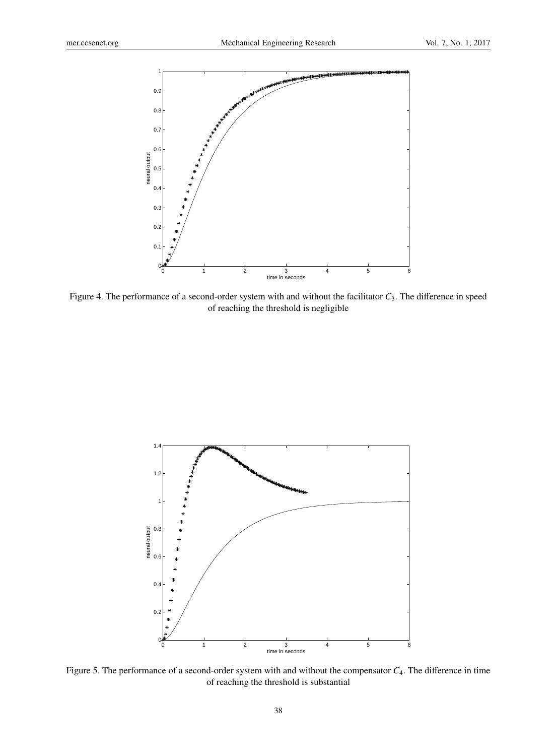Figure 4. The performance of a second-order system with and without the facilitator $C_3$. The difference in speed of reaching the threshold is negligible

Figure 5. The performance of a second-order system with and without the compensator $C_4$. The difference in time of reaching the threshold is substantial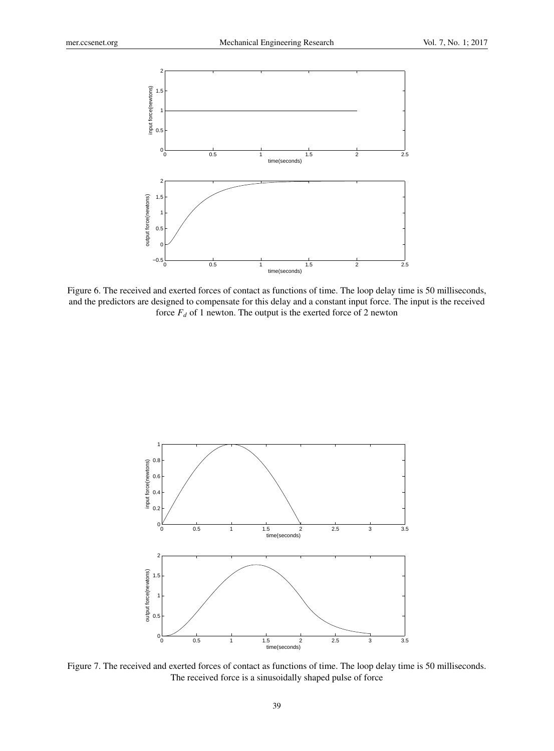Figure 6. The received and exerted forces of contact as functions of time. The loop delay time is 50 milliseconds, and the predictors are designed to compensate for this delay and a constant input force. The input is the received force $F_d$ of 1 newton. The output is the exerted force of 2 newton

Figure 7. The received and exerted forces of contact as functions of time. The loop delay time is 50 milliseconds. The received force is a sinusoidally shaped pulse of force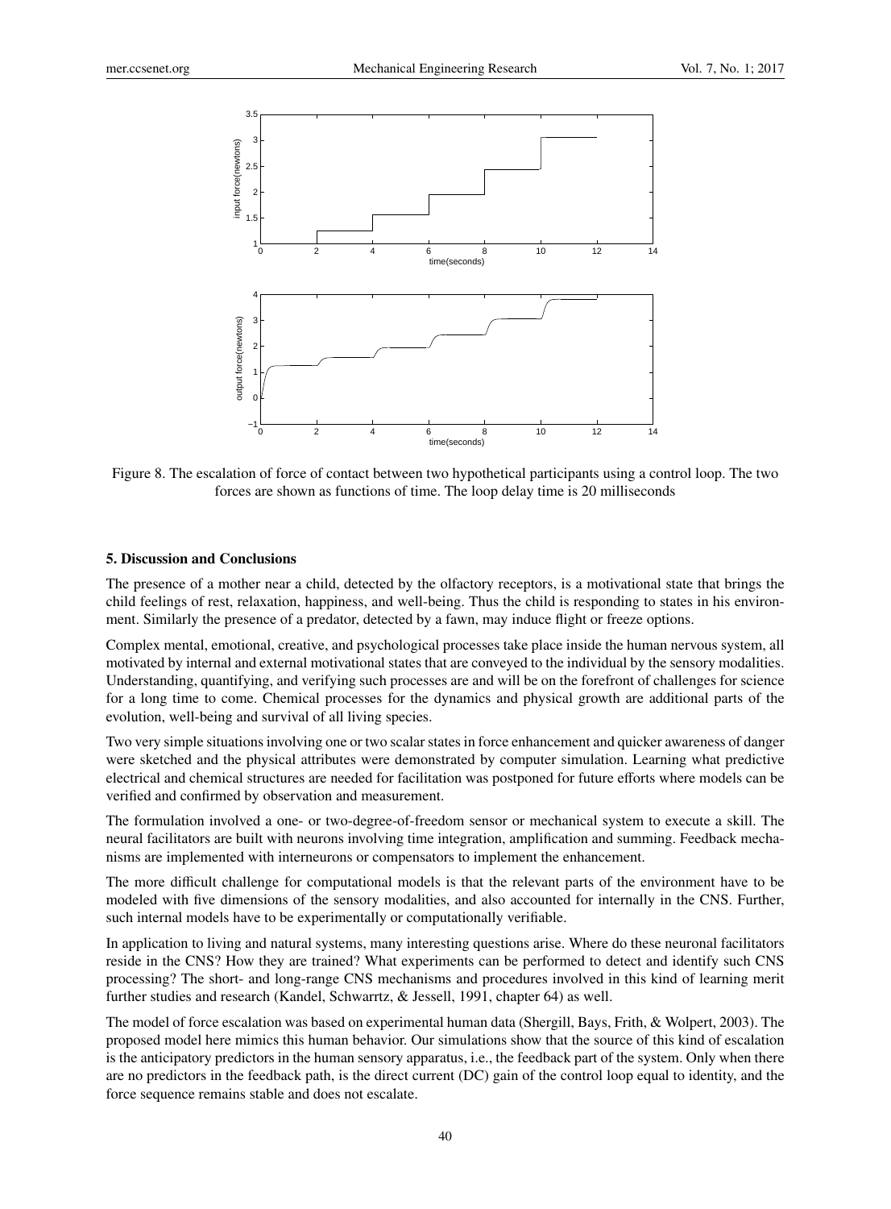Figure 8. The escalation of force of contact between two hypothetical participants using a control loop. The two forces are shown as functions of time. The loop delay time is 20 milliseconds

## 5. Discussion and Conclusions

The presence of a mother near a child, detected by the olfactory receptors, is a motivational state that brings the child feelings of rest, relaxation, happiness, and well-being. Thus the child is responding to states in his environment. Similarly the presence of a predator, detected by a fawn, may induce flight or freeze options.

Complex mental, emotional, creative, and psychological processes take place inside the human nervous system, all motivated by internal and external motivational states that are conveyed to the individual by the sensory modalities. Understanding, quantifying, and verifying such processes are and will be on the forefront of challenges for science for a long time to come. Chemical processes for the dynamics and physical growth are additional parts of the evolution, well-being and survival of all living species.

Two very simple situations involving one or two scalar states in force enhancement and quicker awareness of danger were sketched and the physical attributes were demonstrated by computer simulation. Learning what predictive electrical and chemical structures are needed for facilitation was postponed for future efforts where models can be verified and confirmed by observation and measurement.

The formulation involved a one- or two-degree-of-freedom sensor or mechanical system to execute a skill. The neural facilitators are built with neurons involving time integration, amplification and summing. Feedback mechanisms are implemented with interneurons or compensators to implement the enhancement.

The more difficult challenge for computational models is that the relevant parts of the environment have to be modeled with five dimensions of the sensory modalities, and also accounted for internally in the CNS. Further, such internal models have to be experimentally or computationally verifiable.

In application to living and natural systems, many interesting questions arise. Where do these neuronal facilitators reside in the CNS? How they are trained? What experiments can be performed to detect and identify such CNS processing? The short- and long-range CNS mechanisms and procedures involved in this kind of learning merit further studies and research (Kandel, Schwarrtz, & Jessell, 1991, chapter 64) as well.

The model of force escalation was based on experimental human data (Shergill, Bays, Frith, & Wolpert, 2003). The proposed model here mimics this human behavior. Our simulations show that the source of this kind of escalation is the anticipatory predictors in the human sensory apparatus, i.e., the feedback part of the system. Only when there are no predictors in the feedback path, is the direct current (DC) gain of the control loop equal to identity, and the force sequence remains stable and does not escalate.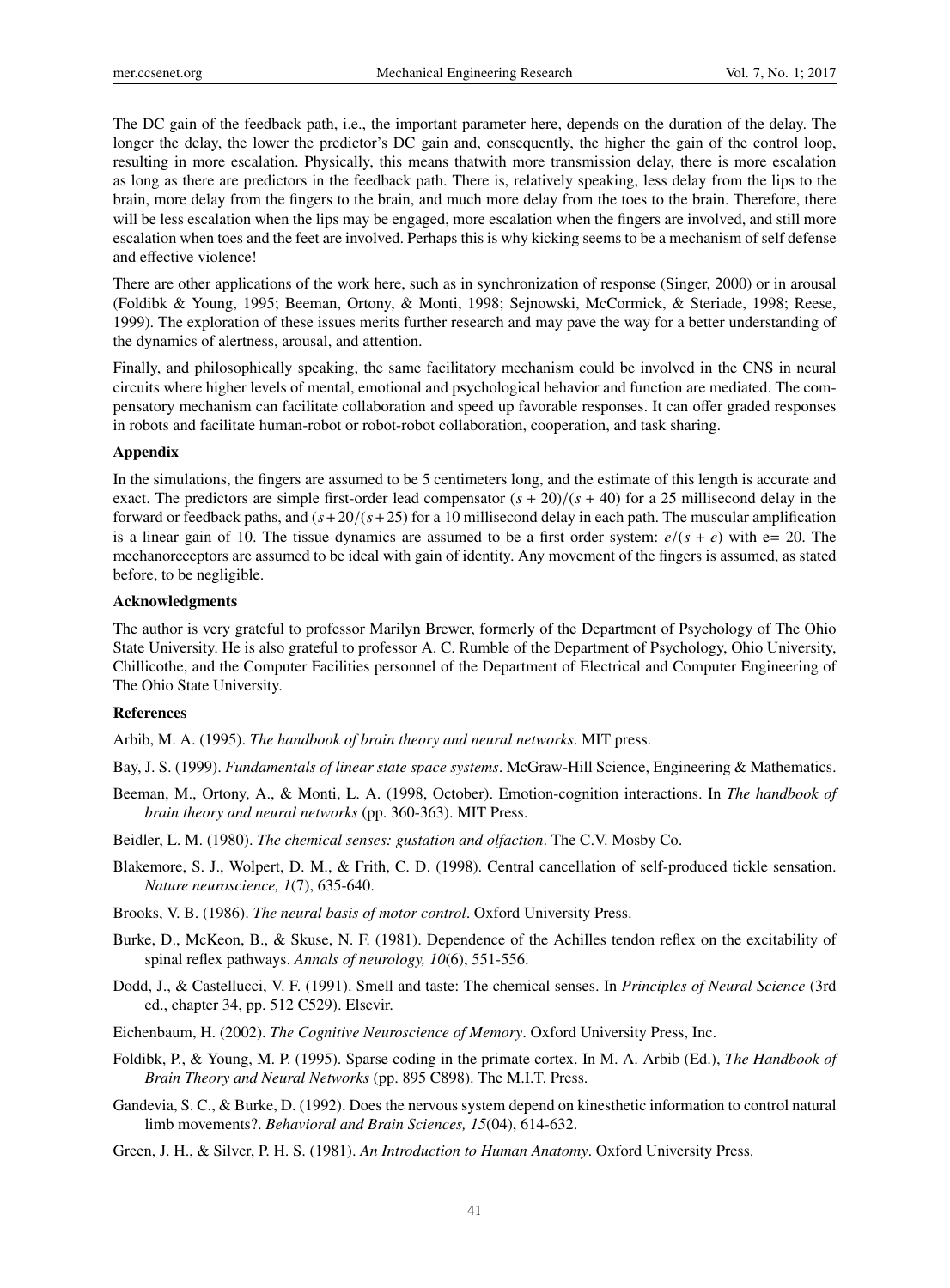The DC gain of the feedback path, i.e., the important parameter here, depends on the duration of the delay. The longer the delay, the lower the predictor's DC gain and, consequently, the higher the gain of the control loop, resulting in more escalation. Physically, this means thatwith more transmission delay, there is more escalation as long as there are predictors in the feedback path. There is, relatively speaking, less delay from the lips to the brain, more delay from the fingers to the brain, and much more delay from the toes to the brain. Therefore, there will be less escalation when the lips may be engaged, more escalation when the fingers are involved, and still more escalation when toes and the feet are involved. Perhaps this is why kicking seems to be a mechanism of self defense and effective violence!

There are other applications of the work here, such as in synchronization of response (Singer, 2000) or in arousal (Foldibk & Young, 1995; Beeman, Ortony, & Monti, 1998; Sejnowski, McCormick, & Steriade, 1998; Reese, 1999). The exploration of these issues merits further research and may pave the way for a better understanding of the dynamics of alertness, arousal, and attention.

Finally, and philosophically speaking, the same facilitatory mechanism could be involved in the CNS in neural circuits where higher levels of mental, emotional and psychological behavior and function are mediated. The compensatory mechanism can facilitate collaboration and speed up favorable responses. It can offer graded responses in robots and facilitate human-robot or robot-robot collaboration, cooperation, and task sharing.

### Appendix

In the simulations, the fingers are assumed to be 5 centimeters long, and the estimate of this length is accurate and exact. The predictors are simple first-order lead compensator $(s + 20)/(s + 40)$ for a 25 millisecond delay in the forward or feedback paths, and $(s + 20/(s + 25)$ for a 10 millisecond delay in each path. The muscular amplification is a linear gain of 10. The tissue dynamics are assumed to be a first order system: $e/(s + e)$ with e= 20. The mechanoreceptors are assumed to be ideal with gain of identity. Any movement of the fingers is assumed, as stated before, to be negligible.

### Acknowledgments

The author is very grateful to professor Marilyn Brewer, formerly of the Department of Psychology of The Ohio State University. He is also grateful to professor A. C. Rumble of the Department of Psychology, Ohio University, Chillicothe, and the Computer Facilities personnel of the Department of Electrical and Computer Engineering of The Ohio State University.

### References

Arbib, M. A. (1995). *The handbook of brain theory and neural networks*. MIT press.

Bay, J. S. (1999). *Fundamentals of linear state space systems*. McGraw-Hill Science, Engineering & Mathematics.

Beeman, M., Ortony, A., & Monti, L. A. (1998, October). Emotion-cognition interactions. In *The handbook of brain theory and neural networks* (pp. 360-363). MIT Press.

Beidler, L. M. (1980). *The chemical senses: gustation and olfaction*. The C.V. Mosby Co.

Blakemore, S. J., Wolpert, D. M., & Frith, C. D. (1998). Central cancellation of self-produced tickle sensation. *Nature neuroscience, 1*(7), 635-640.

Brooks, V. B. (1986). *The neural basis of motor control*. Oxford University Press.

Burke, D., McKeon, B., & Skuse, N. F. (1981). Dependence of the Achilles tendon reflex on the excitability of spinal reflex pathways. *Annals of neurology, 10*(6), 551-556.

Dodd, J., & Castellucci, V. F. (1991). Smell and taste: The chemical senses. In *Principles of Neural Science* (3rd ed., chapter 34, pp. 512 C529). Elsevir.

Eichenbaum, H. (2002). *The Cognitive Neuroscience of Memory*. Oxford University Press, Inc.

Foldibk, P., & Young, M. P. (1995). Sparse coding in the primate cortex. In M. A. Arbib (Ed.), *The Handbook of Brain Theory and Neural Networks* (pp. 895 C898). The M.I.T. Press.

Gandevia, S. C., & Burke, D. (1992). Does the nervous system depend on kinesthetic information to control natural limb movements?. *Behavioral and Brain Sciences, 15*(04), 614-632.

Green, J. H., & Silver, P. H. S. (1981). *An Introduction to Human Anatomy*. Oxford University Press.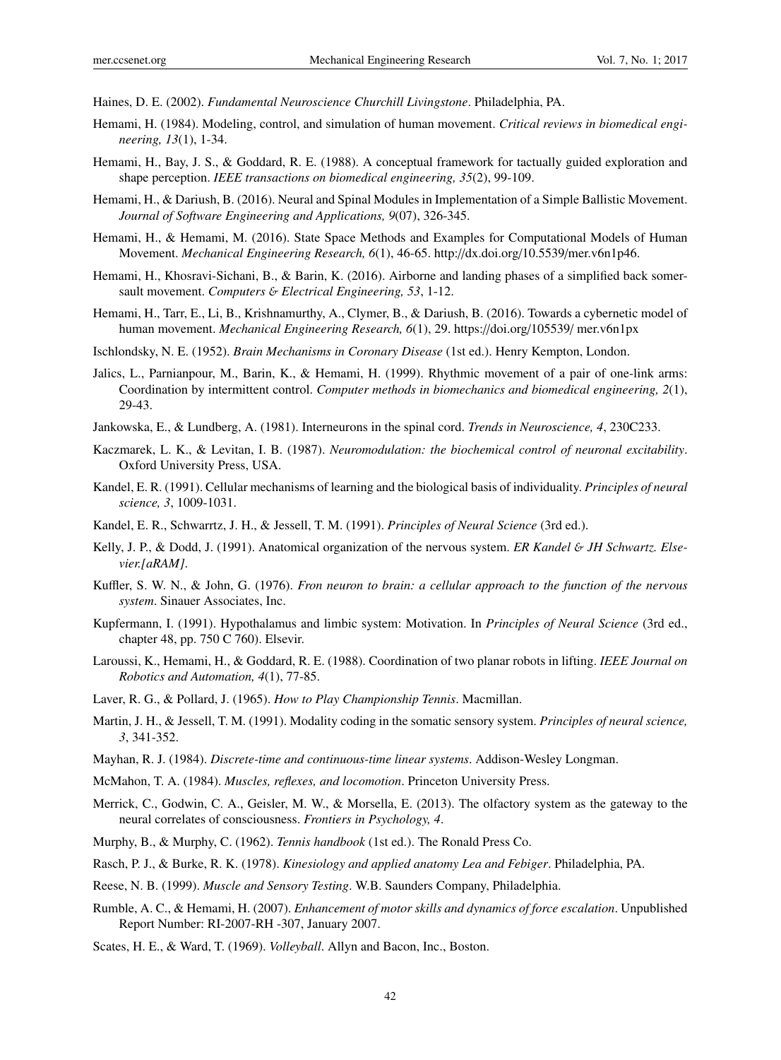Haines, D. E. (2002). *Fundamental Neuroscience Churchill Livingstone*. Philadelphia, PA.

Hemami, H. (1984). Modeling, control, and simulation of human movement. *Critical reviews in biomedical engineering, 13*(1), 1-34.

Hemami, H., Bay, J. S., & Goddard, R. E. (1988). A conceptual framework for tactually guided exploration and shape perception. *IEEE transactions on biomedical engineering, 35*(2), 99-109.

Hemami, H., & Dariush, B. (2016). Neural and Spinal Modules in Implementation of a Simple Ballistic Movement. *Journal of Software Engineering and Applications, 9*(07), 326-345.

Hemami, H., & Hemami, M. (2016). State Space Methods and Examples for Computational Models of Human Movement. *Mechanical Engineering Research, 6*(1), 46-65. http://dx.doi.org/10.5539/mer.v6n1p46.

Hemami, H., Khosravi-Sichani, B., & Barin, K. (2016). Airborne and landing phases of a simplified back somersault movement. *Computers & Electrical Engineering, 53*, 1-12.

Hemami, H., Tarr, E., Li, B., Krishnamurthy, A., Clymer, B., & Dariush, B. (2016). Towards a cybernetic model of human movement. *Mechanical Engineering Research, 6*(1), 29. https://doi.org/105539/ mer.v6n1px

Ischlondsky, N. E. (1952). *Brain Mechanisms in Coronary Disease* (1st ed.). Henry Kempton, London.

Jalics, L., Parnianpour, M., Barin, K., & Hemami, H. (1999). Rhythmic movement of a pair of one-link arms: Coordination by intermittent control. *Computer methods in biomechanics and biomedical engineering, 2*(1), 29-43.

Jankowska, E., & Lundberg, A. (1981). Interneurons in the spinal cord. *Trends in Neuroscience, 4*, 230C233.

Kaczmarek, L. K., & Levitan, I. B. (1987). *Neuromodulation: the biochemical control of neuronal excitability*. Oxford University Press, USA.

Kandel, E. R. (1991). Cellular mechanisms of learning and the biological basis of individuality. *Principles of neural science, 3*, 1009-1031.

Kandel, E. R., Schwarrtz, J. H., & Jessell, T. M. (1991). *Principles of Neural Science* (3rd ed.).

Kelly, J. P., & Dodd, J. (1991). Anatomical organization of the nervous system. *ER Kandel & JH Schwartz. Elsevier.[aRAM]*.

Kuffler, S. W. N., & John, G. (1976). *Fron neuron to brain: a cellular approach to the function of the nervous system*. Sinauer Associates, Inc.

Kupfermann, I. (1991). Hypothalamus and limbic system: Motivation. In *Principles of Neural Science* (3rd ed., chapter 48, pp. 750 C 760). Elsevir.

Laroussi, K., Hemami, H., & Goddard, R. E. (1988). Coordination of two planar robots in lifting. *IEEE Journal on Robotics and Automation, 4*(1), 77-85.

Laver, R. G., & Pollard, J. (1965). *How to Play Championship Tennis*. Macmillan.

Martin, J. H., & Jessell, T. M. (1991). Modality coding in the somatic sensory system. *Principles of neural science, 3*, 341-352.

Mayhan, R. J. (1984). *Discrete-time and continuous-time linear systems*. Addison-Wesley Longman.

McMahon, T. A. (1984). *Muscles, reflexes, and locomotion*. Princeton University Press.

Merrick, C., Godwin, C. A., Geisler, M. W., & Morsella, E. (2013). The olfactory system as the gateway to the neural correlates of consciousness. *Frontiers in Psychology, 4*.

Murphy, B., & Murphy, C. (1962). *Tennis handbook* (1st ed.). The Ronald Press Co.

Rasch, P. J., & Burke, R. K. (1978). *Kinesiology and applied anatomy Lea and Febiger*. Philadelphia, PA.

Reese, N. B. (1999). *Muscle and Sensory Testing*. W.B. Saunders Company, Philadelphia.

Rumble, A. C., & Hemami, H. (2007). *Enhancement of motor skills and dynamics of force escalation*. Unpublished Report Number: RI-2007-RH -307, January 2007.

Scates, H. E., & Ward, T. (1969). *Volleyball*. Allyn and Bacon, Inc., Boston.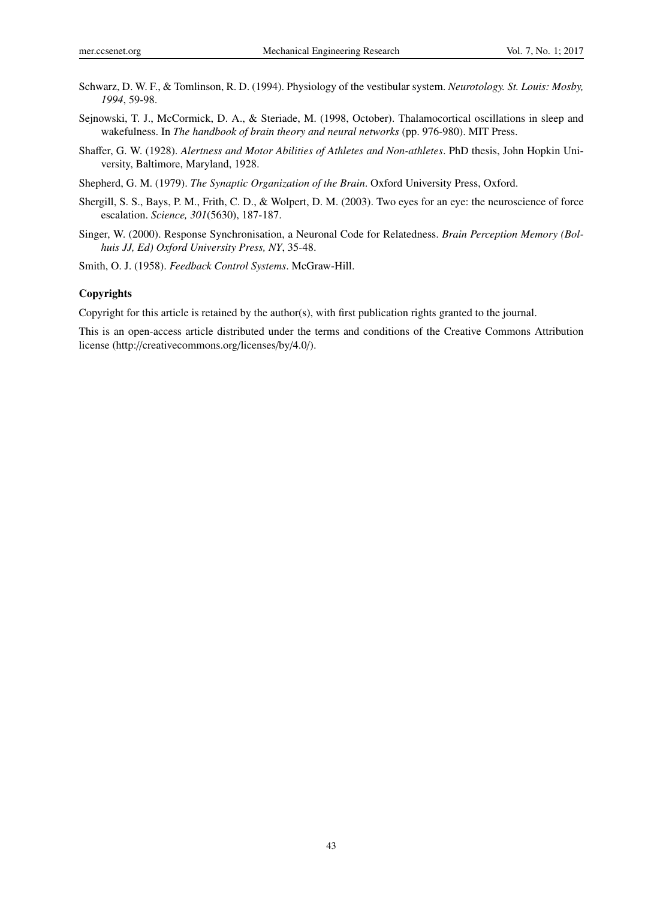Schwarz, D. W. F., & Tomlinson, R. D. (1994). Physiology of the vestibular system. *Neurotology. St. Louis: Mosby, 1994*, 59-98.

Sejnowski, T. J., McCormick, D. A., & Steriade, M. (1998, October). Thalamocortical oscillations in sleep and wakefulness. In *The handbook of brain theory and neural networks* (pp. 976-980). MIT Press.

Shaffer, G. W. (1928). *Alertness and Motor Abilities of Athletes and Non-athletes*. PhD thesis, John Hopkin University, Baltimore, Maryland, 1928.

Shepherd, G. M. (1979). *The Synaptic Organization of the Brain*. Oxford University Press, Oxford.

Shergill, S. S., Bays, P. M., Frith, C. D., & Wolpert, D. M. (2003). Two eyes for an eye: the neuroscience of force escalation. *Science, 301*(5630), 187-187.

Singer, W. (2000). Response Synchronisation, a Neuronal Code for Relatedness. *Brain Perception Memory (Bolhuis JJ, Ed) Oxford University Press, NY*, 35-48.

Smith, O. J. (1958). *Feedback Control Systems*. McGraw-Hill.

## Copyrights

Copyright for this article is retained by the author(s), with first publication rights granted to the journal.

This is an open-access article distributed under the terms and conditions of the Creative Commons Attribution license (http://creativecommons.org/licenses/by/4.0/).